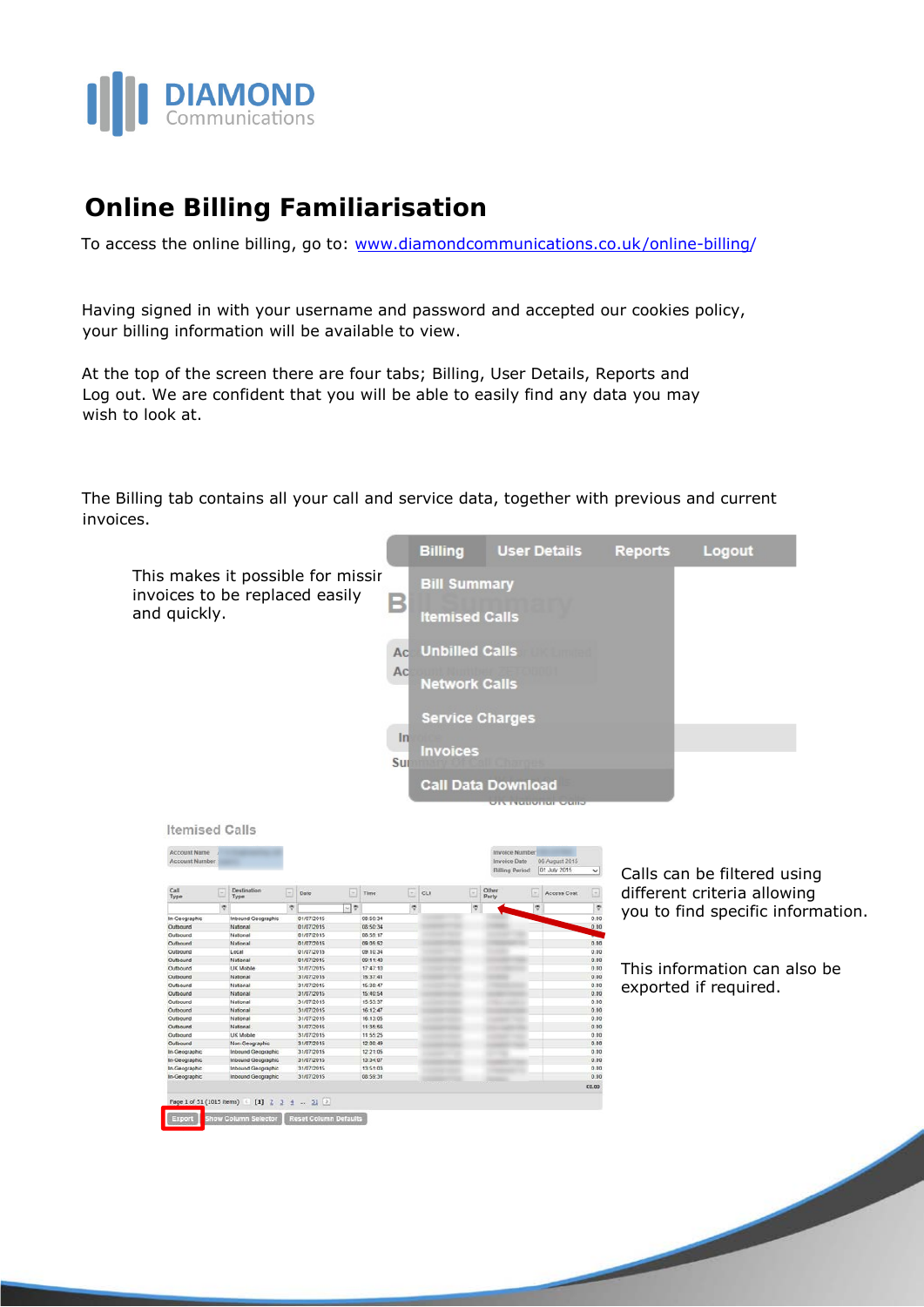# Online Billing Familiarisation

To access the online billing, go to: www.diamondcommunications.co.uk/online-billing/

Having signed in with your username and password and accepted our cookies policy, your billing information will be available to view.

At the top of the screen there are four tabs; Billing, User Details, Reports and Log out. We are confident that you will be able to easily find any data you may wish to look at.

The Billing tab contains all your call and service data, together with previous and current invoices.

This makes it possible for missing invoices to be replaced easily and quickly.

Calls can be filtered using different criteria allowing you to find specific information.

This information can also be exported if required.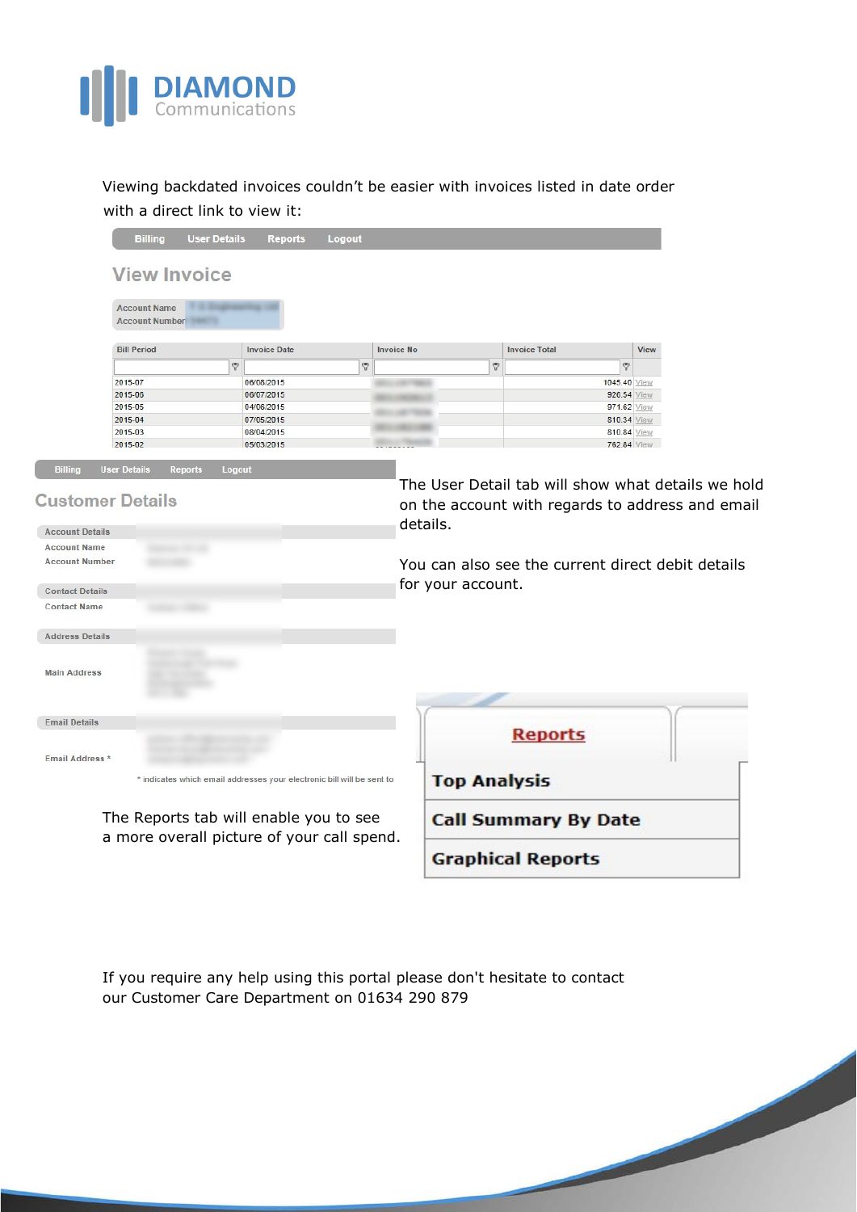# DIAMOND Communications

Viewing backdated invoices couldn't be easier with invoices listed in date order with a direct link to view it:

Billing User Details Reports Logout

## View Invoice

Account Name
Account Number

| Bill Period | Invoice Date | Invoice No | Invoice Total | View |
|---|---|---|---|---|
| 2015-07 | 06/08/2015 | | 1045.40 | View |
| 2015-06 | 06/07/2015 | | 926.54 | View |
| 2015-05 | 04/06/2015 | | 971.62 | View |
| 2015-04 | 07/05/2015 | | 810.34 | View |
| 2015-03 | 08/04/2015 | | 810.84 | View |
| 2015-02 | 05/03/2015 | | 762.84 | View |

Billing User Details Reports Logout

## Customer Details

Account Details
Account Name
Account Number

Contact Details
Contact Name

Address Details
Main Address

Email Details
Email Address *

* indicates which email addresses your electronic bill will be sent to

The User Detail tab will show what details we hold on the account with regards to address and email details.

You can also see the current direct debit details for your account.

The Reports tab will enable you to see a more overall picture of your call spend.

Reports

- Top Analysis
- Call Summary By Date
- Graphical Reports

If you require any help using this portal please don't hesitate to contact our Customer Care Department on 01634 290 879